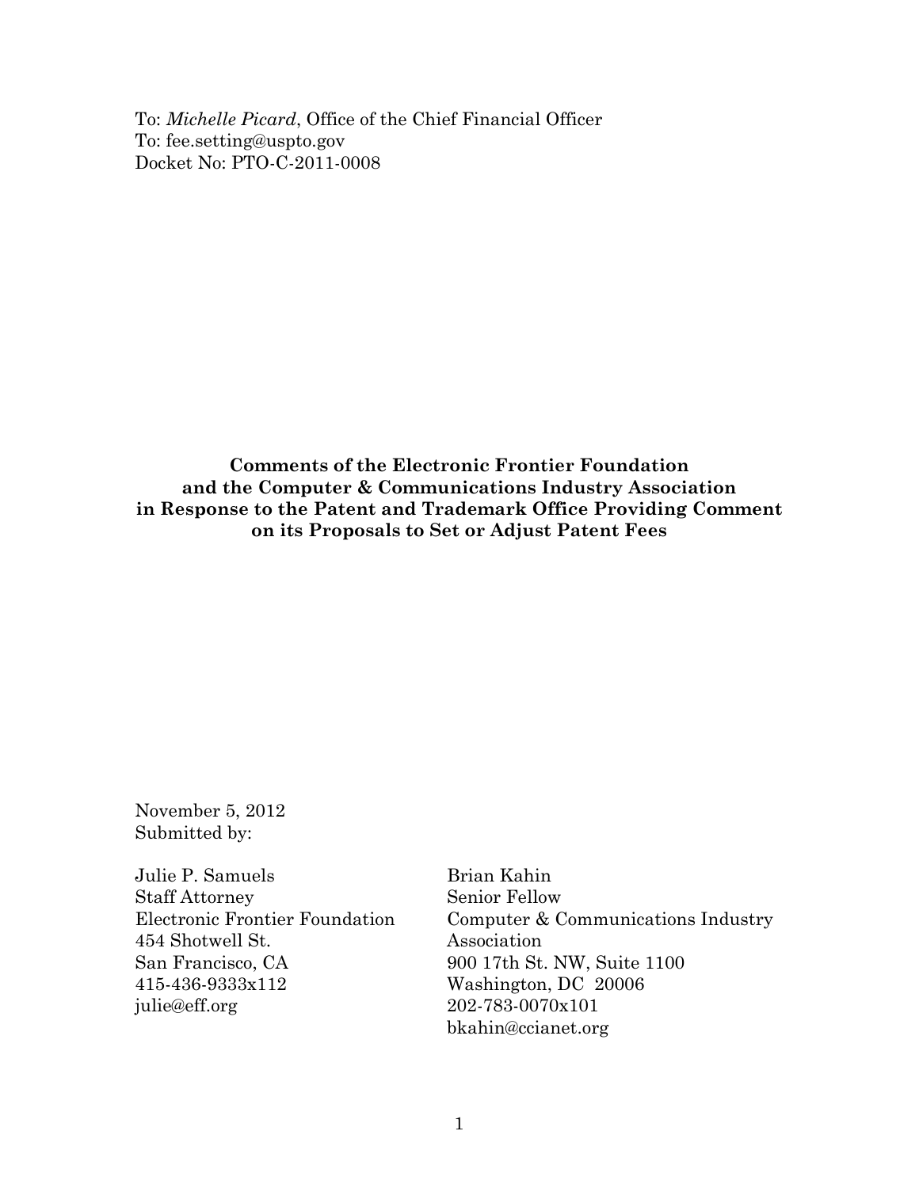To: *Michelle Picard*, Office of the Chief Financial Officer
To: fee.setting@uspto.gov
Docket No: PTO-C-2011-0008

**Comments of the Electronic Frontier Foundation and the Computer & Communications Industry Association in Response to the Patent and Trademark Office Providing Comment on its Proposals to Set or Adjust Patent Fees**

November 5, 2012
Submitted by:

Julie P. Samuels
Staff Attorney
Electronic Frontier Foundation
454 Shotwell St.
San Francisco, CA
415-436-9333x112
julie@eff.org

Brian Kahin
Senior Fellow
Computer & Communications Industry Association
900 17th St. NW, Suite 1100
Washington, DC 20006
202-783-0070x101
bkahin@ccianet.org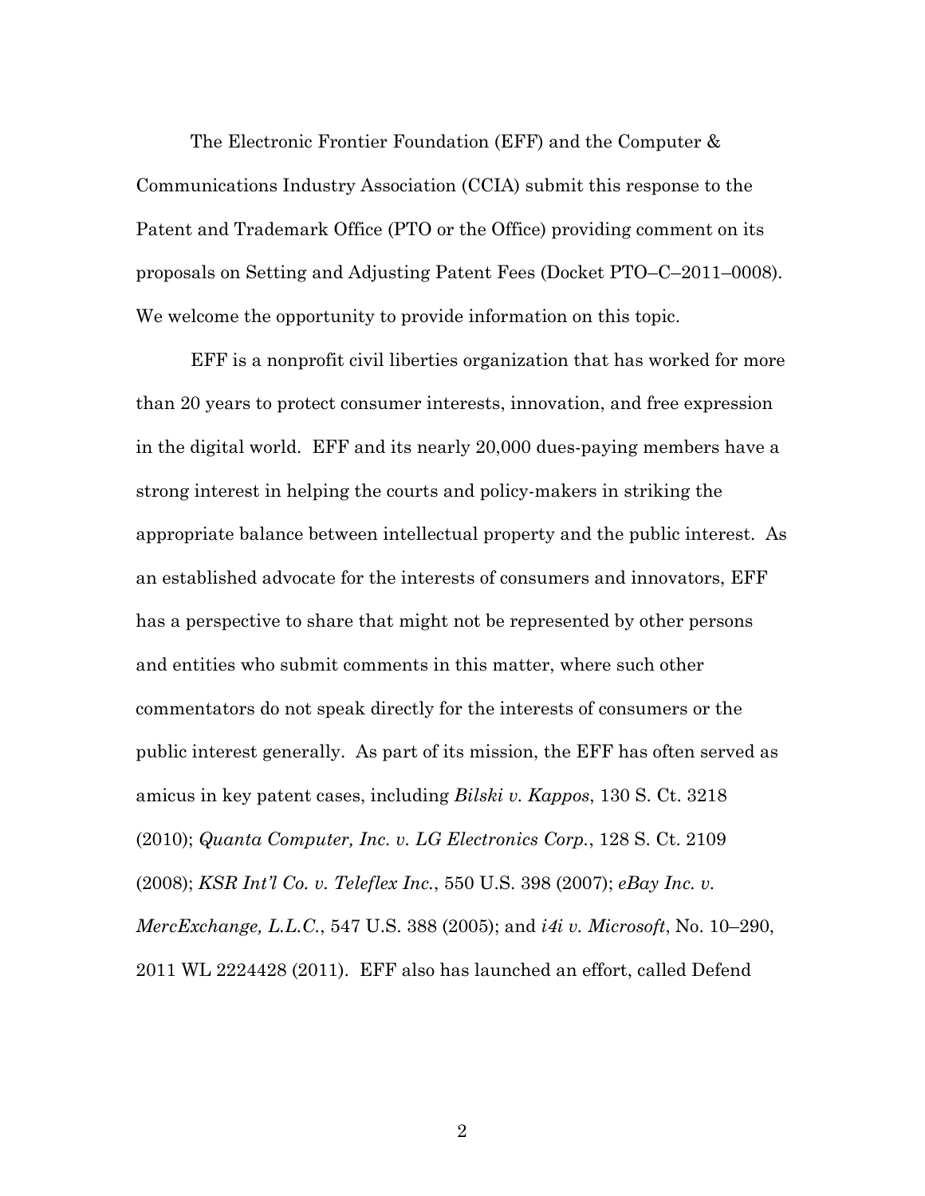The Electronic Frontier Foundation (EFF) and the Computer & Communications Industry Association (CCIA) submit this response to the Patent and Trademark Office (PTO or the Office) providing comment on its proposals on Setting and Adjusting Patent Fees (Docket PTO–C–2011–0008). We welcome the opportunity to provide information on this topic.

EFF is a nonprofit civil liberties organization that has worked for more than 20 years to protect consumer interests, innovation, and free expression in the digital world. EFF and its nearly 20,000 dues-paying members have a strong interest in helping the courts and policy-makers in striking the appropriate balance between intellectual property and the public interest. As an established advocate for the interests of consumers and innovators, EFF has a perspective to share that might not be represented by other persons and entities who submit comments in this matter, where such other commentators do not speak directly for the interests of consumers or the public interest generally. As part of its mission, the EFF has often served as amicus in key patent cases, including *Bilski v. Kappos*, 130 S. Ct. 3218 (2010); *Quanta Computer, Inc. v. LG Electronics Corp.*, 128 S. Ct. 2109 (2008); *KSR Int'l Co. v. Teleflex Inc.*, 550 U.S. 398 (2007); *eBay Inc. v. MercExchange, L.L.C.*, 547 U.S. 388 (2005); and *i4i v. Microsoft*, No. 10–290, 2011 WL 2224428 (2011). EFF also has launched an effort, called Defend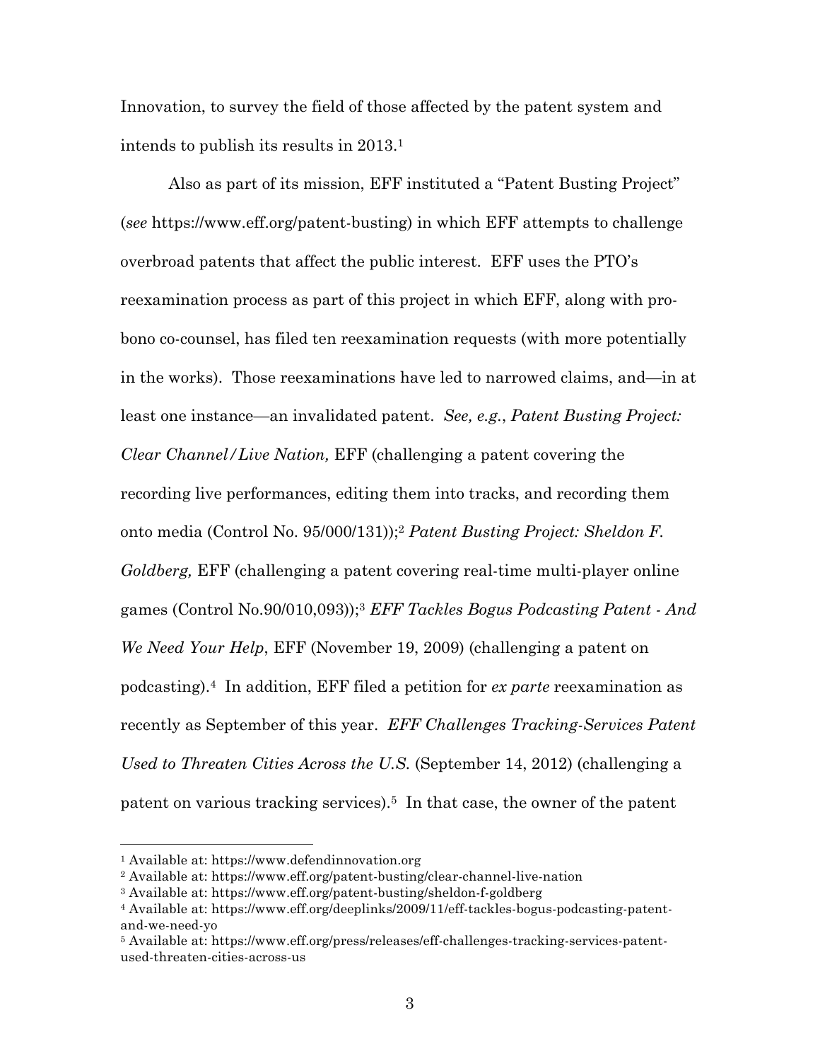Innovation, to survey the field of those affected by the patent system and intends to publish its results in 2013.[1]

Also as part of its mission, EFF instituted a "Patent Busting Project" (*see* https://www.eff.org/patent-busting) in which EFF attempts to challenge overbroad patents that affect the public interest. EFF uses the PTO's reexamination process as part of this project in which EFF, along with pro-bono co-counsel, has filed ten reexamination requests (with more potentially in the works). Those reexaminations have led to narrowed claims, and—in at least one instance—an invalidated patent. *See, e.g.*, *Patent Busting Project: Clear Channel/Live Nation,* EFF (challenging a patent covering the recording live performances, editing them into tracks, and recording them onto media (Control No. 95/000/131));[2] *Patent Busting Project: Sheldon F. Goldberg,* EFF (challenging a patent covering real-time multi-player online games (Control No.90/010,093));[3] *EFF Tackles Bogus Podcasting Patent - And We Need Your Help*, EFF (November 19, 2009) (challenging a patent on podcasting).[4] In addition, EFF filed a petition for *ex parte* reexamination as recently as September of this year. *EFF Challenges Tracking-Services Patent Used to Threaten Cities Across the U.S.* (September 14, 2012) (challenging a patent on various tracking services).[5] In that case, the owner of the patent

---

[1] Available at: https://www.defendinnovation.org

[2] Available at: https://www.eff.org/patent-busting/clear-channel-live-nation

[3] Available at: https://www.eff.org/patent-busting/sheldon-f-goldberg

[4] Available at: https://www.eff.org/deeplinks/2009/11/eff-tackles-bogus-podcasting-patent-and-we-need-yo

[5] Available at: https://www.eff.org/press/releases/eff-challenges-tracking-services-patent-used-threaten-cities-across-us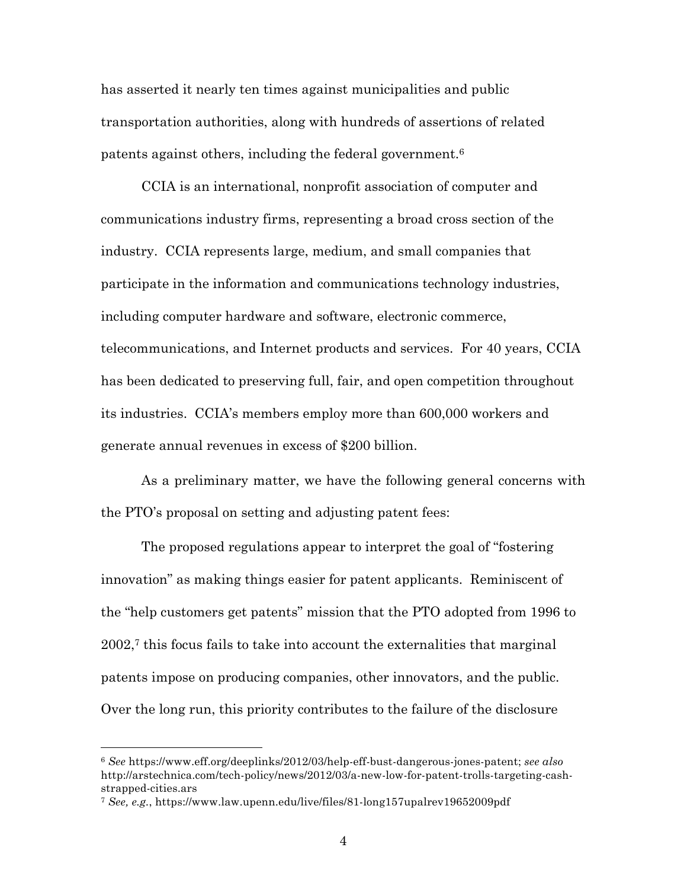has asserted it nearly ten times against municipalities and public transportation authorities, along with hundreds of assertions of related patents against others, including the federal government.[6]

CCIA is an international, nonprofit association of computer and communications industry firms, representing a broad cross section of the industry. CCIA represents large, medium, and small companies that participate in the information and communications technology industries, including computer hardware and software, electronic commerce, telecommunications, and Internet products and services. For 40 years, CCIA has been dedicated to preserving full, fair, and open competition throughout its industries. CCIA's members employ more than 600,000 workers and generate annual revenues in excess of $200 billion.

As a preliminary matter, we have the following general concerns with the PTO's proposal on setting and adjusting patent fees:

The proposed regulations appear to interpret the goal of "fostering innovation" as making things easier for patent applicants. Reminiscent of the "help customers get patents" mission that the PTO adopted from 1996 to 2002,[7] this focus fails to take into account the externalities that marginal patents impose on producing companies, other innovators, and the public. Over the long run, this priority contributes to the failure of the disclosure

---

[6] *See* https://www.eff.org/deeplinks/2012/03/help-eff-bust-dangerous-jones-patent; *see also* http://arstechnica.com/tech-policy/news/2012/03/a-new-low-for-patent-trolls-targeting-cash-strapped-cities.ars

[7] *See, e.g.*, https://www.law.upenn.edu/live/files/81-long157upalrev19652009pdf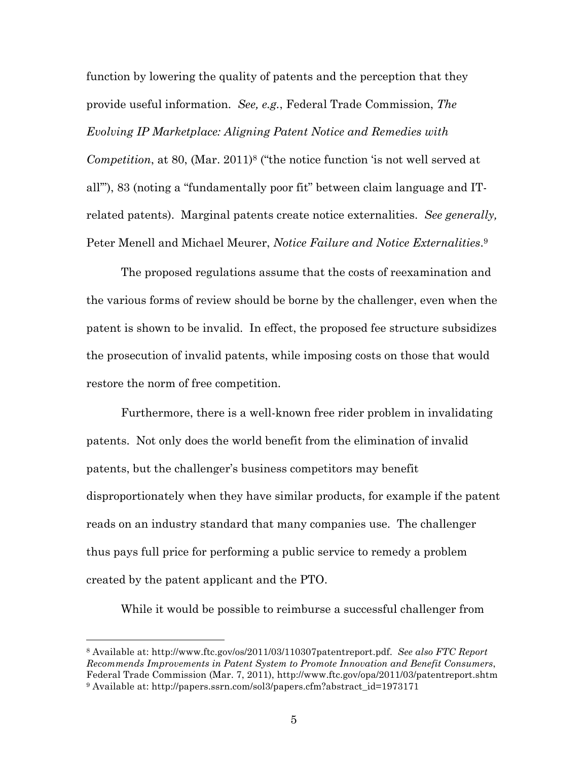function by lowering the quality of patents and the perception that they provide useful information. *See, e.g.*, Federal Trade Commission, *The Evolving IP Marketplace: Aligning Patent Notice and Remedies with Competition*, at 80, (Mar. 2011)[8] ("the notice function 'is not well served at all'"), 83 (noting a "fundamentally poor fit" between claim language and IT-related patents). Marginal patents create notice externalities. *See generally,* Peter Menell and Michael Meurer, *Notice Failure and Notice Externalities*.[9]

The proposed regulations assume that the costs of reexamination and the various forms of review should be borne by the challenger, even when the patent is shown to be invalid. In effect, the proposed fee structure subsidizes the prosecution of invalid patents, while imposing costs on those that would restore the norm of free competition.

Furthermore, there is a well-known free rider problem in invalidating patents. Not only does the world benefit from the elimination of invalid patents, but the challenger's business competitors may benefit disproportionately when they have similar products, for example if the patent reads on an industry standard that many companies use. The challenger thus pays full price for performing a public service to remedy a problem created by the patent applicant and the PTO.

While it would be possible to reimburse a successful challenger from

---

[8] Available at: http://www.ftc.gov/os/2011/03/110307patentreport.pdf. *See also FTC Report Recommends Improvements in Patent System to Promote Innovation and Benefit Consumers*, Federal Trade Commission (Mar. 7, 2011), http://www.ftc.gov/opa/2011/03/patentreport.shtm

[9] Available at: http://papers.ssrn.com/sol3/papers.cfm?abstract_id=1973171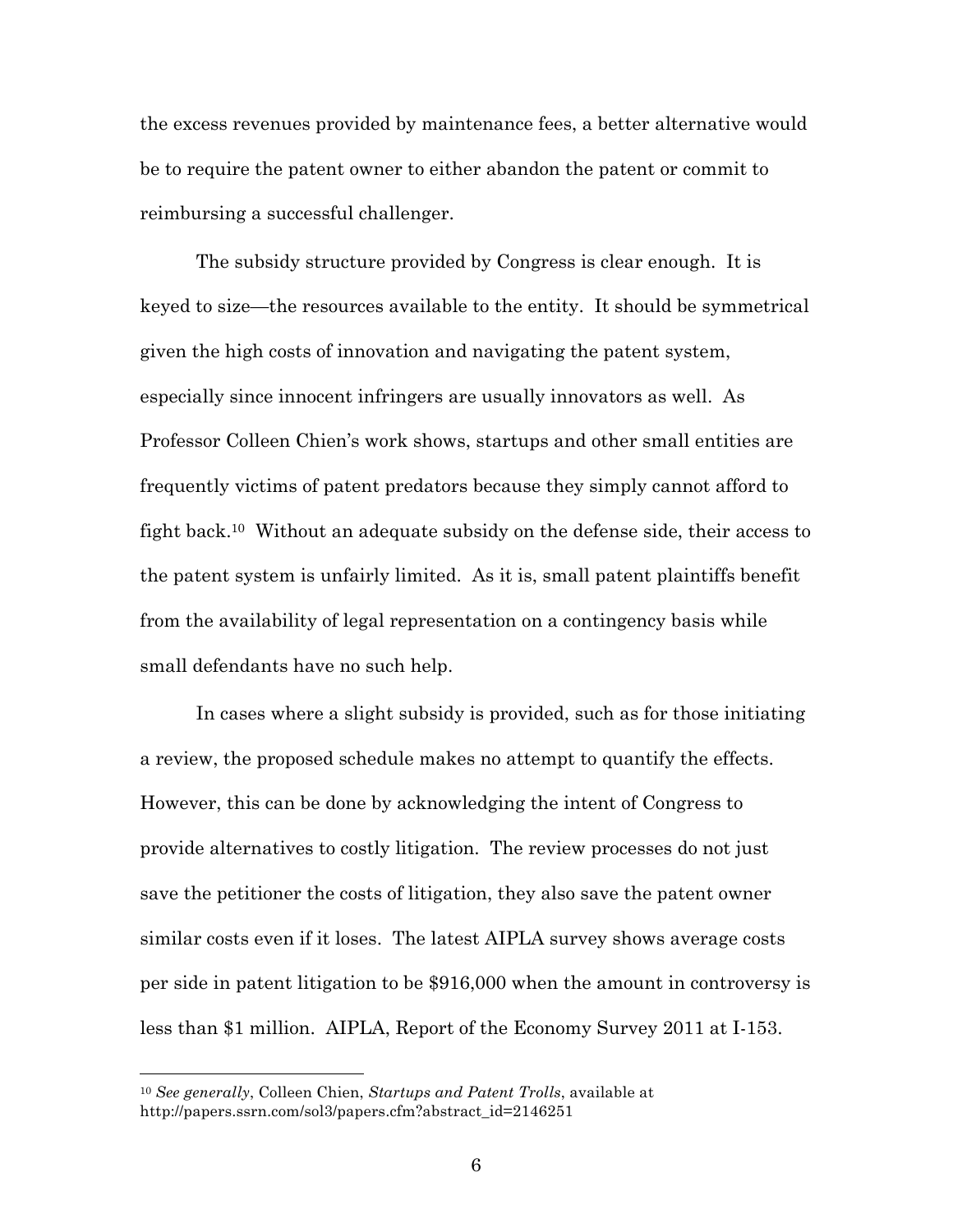the excess revenues provided by maintenance fees, a better alternative would be to require the patent owner to either abandon the patent or commit to reimbursing a successful challenger.

The subsidy structure provided by Congress is clear enough. It is keyed to size—the resources available to the entity. It should be symmetrical given the high costs of innovation and navigating the patent system, especially since innocent infringers are usually innovators as well. As Professor Colleen Chien's work shows, startups and other small entities are frequently victims of patent predators because they simply cannot afford to fight back.[10] Without an adequate subsidy on the defense side, their access to the patent system is unfairly limited. As it is, small patent plaintiffs benefit from the availability of legal representation on a contingency basis while small defendants have no such help.

In cases where a slight subsidy is provided, such as for those initiating a review, the proposed schedule makes no attempt to quantify the effects. However, this can be done by acknowledging the intent of Congress to provide alternatives to costly litigation. The review processes do not just save the petitioner the costs of litigation, they also save the patent owner similar costs even if it loses. The latest AIPLA survey shows average costs per side in patent litigation to be $916,000 when the amount in controversy is less than $1 million. AIPLA, Report of the Economy Survey 2011 at I-153.

---

[10] *See generally*, Colleen Chien, *Startups and Patent Trolls*, available at http://papers.ssrn.com/sol3/papers.cfm?abstract_id=2146251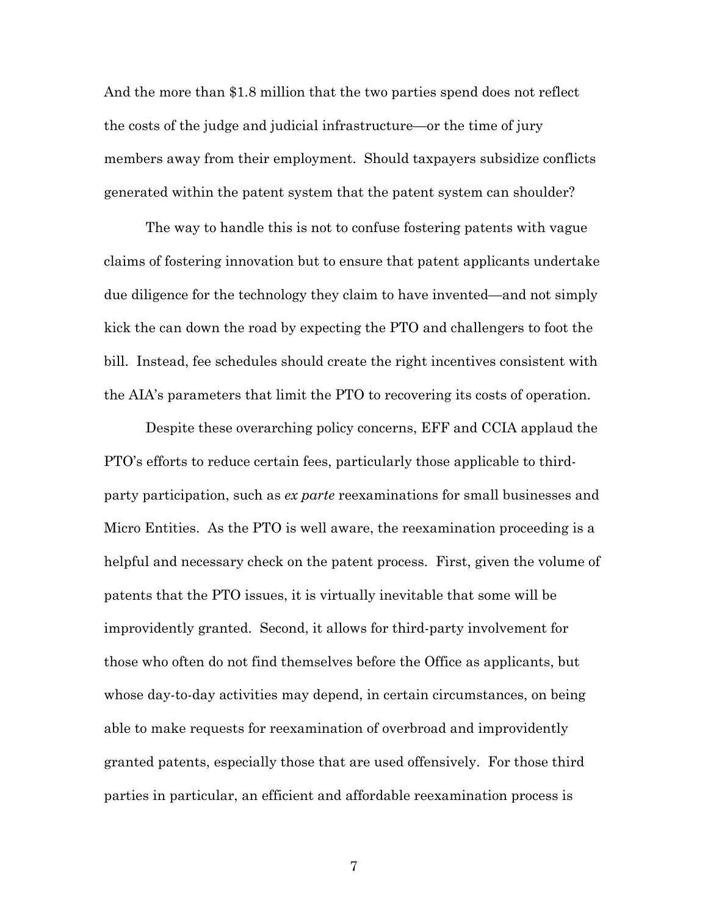And the more than $1.8 million that the two parties spend does not reflect the costs of the judge and judicial infrastructure—or the time of jury members away from their employment. Should taxpayers subsidize conflicts generated within the patent system that the patent system can shoulder?

The way to handle this is not to confuse fostering patents with vague claims of fostering innovation but to ensure that patent applicants undertake due diligence for the technology they claim to have invented—and not simply kick the can down the road by expecting the PTO and challengers to foot the bill. Instead, fee schedules should create the right incentives consistent with the AIA's parameters that limit the PTO to recovering its costs of operation.

Despite these overarching policy concerns, EFF and CCIA applaud the PTO's efforts to reduce certain fees, particularly those applicable to third-party participation, such as *ex parte* reexaminations for small businesses and Micro Entities. As the PTO is well aware, the reexamination proceeding is a helpful and necessary check on the patent process. First, given the volume of patents that the PTO issues, it is virtually inevitable that some will be improvidently granted. Second, it allows for third-party involvement for those who often do not find themselves before the Office as applicants, but whose day-to-day activities may depend, in certain circumstances, on being able to make requests for reexamination of overbroad and improvidently granted patents, especially those that are used offensively. For those third parties in particular, an efficient and affordable reexamination process is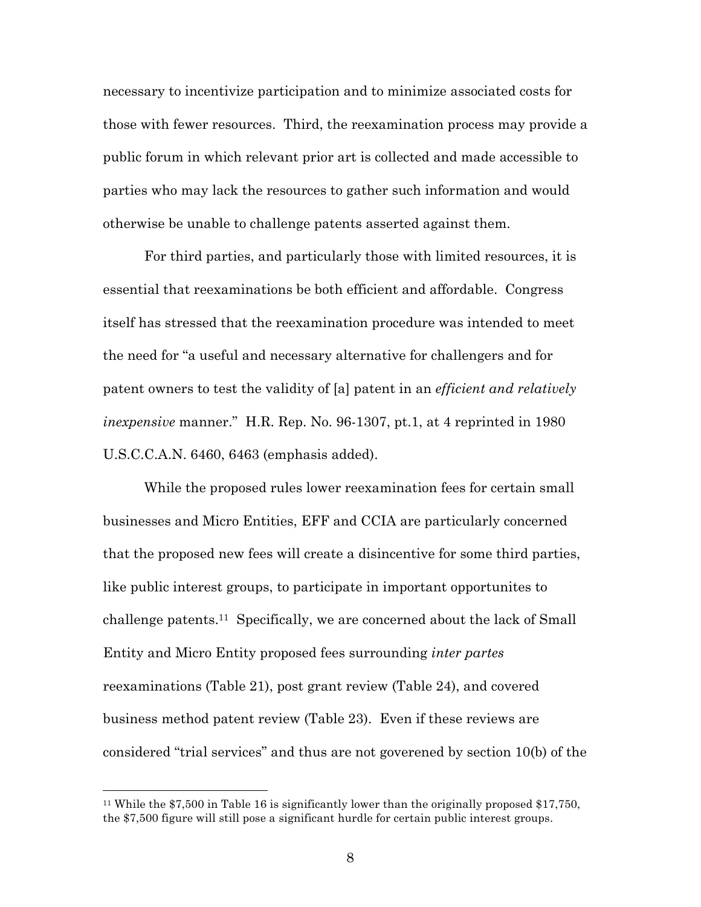necessary to incentivize participation and to minimize associated costs for those with fewer resources. Third, the reexamination process may provide a public forum in which relevant prior art is collected and made accessible to parties who may lack the resources to gather such information and would otherwise be unable to challenge patents asserted against them.

For third parties, and particularly those with limited resources, it is essential that reexaminations be both efficient and affordable. Congress itself has stressed that the reexamination procedure was intended to meet the need for "a useful and necessary alternative for challengers and for patent owners to test the validity of [a] patent in an *efficient and relatively inexpensive* manner." H.R. Rep. No. 96-1307, pt.1, at 4 reprinted in 1980 U.S.C.C.A.N. 6460, 6463 (emphasis added).

While the proposed rules lower reexamination fees for certain small businesses and Micro Entities, EFF and CCIA are particularly concerned that the proposed new fees will create a disincentive for some third parties, like public interest groups, to participate in important opportunites to challenge patents.[11] Specifically, we are concerned about the lack of Small Entity and Micro Entity proposed fees surrounding *inter partes* reexaminations (Table 21), post grant review (Table 24), and covered business method patent review (Table 23). Even if these reviews are considered "trial services" and thus are not goverened by section 10(b) of the

[11] While the $7,500 in Table 16 is significantly lower than the originally proposed $17,750, the $7,500 figure will still pose a significant hurdle for certain public interest groups.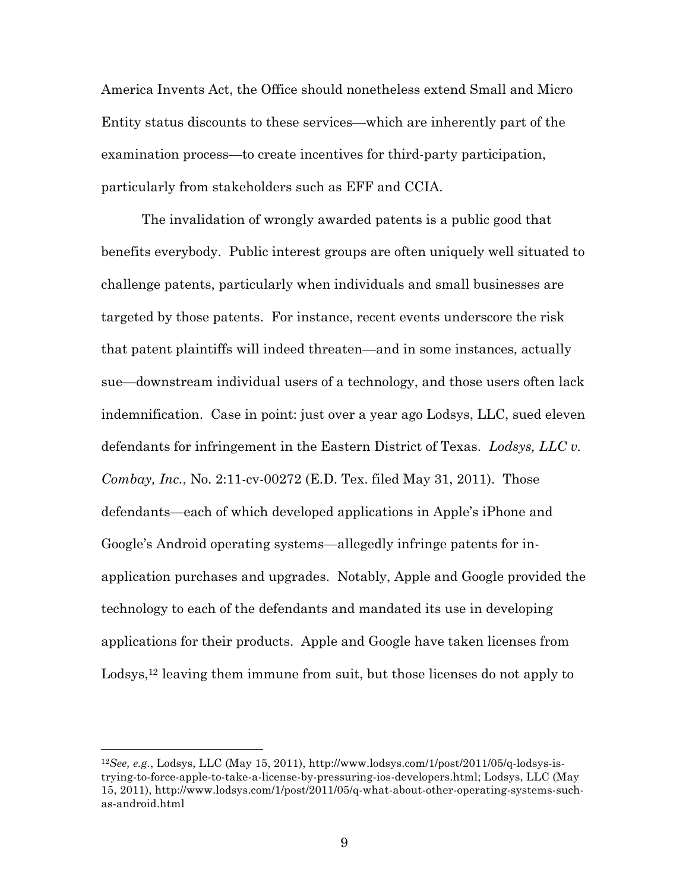America Invents Act, the Office should nonetheless extend Small and Micro Entity status discounts to these services—which are inherently part of the examination process—to create incentives for third-party participation, particularly from stakeholders such as EFF and CCIA.

The invalidation of wrongly awarded patents is a public good that benefits everybody. Public interest groups are often uniquely well situated to challenge patents, particularly when individuals and small businesses are targeted by those patents. For instance, recent events underscore the risk that patent plaintiffs will indeed threaten—and in some instances, actually sue—downstream individual users of a technology, and those users often lack indemnification. Case in point: just over a year ago Lodsys, LLC, sued eleven defendants for infringement in the Eastern District of Texas. *Lodsys, LLC v. Combay, Inc.*, No. 2:11-cv-00272 (E.D. Tex. filed May 31, 2011). Those defendants—each of which developed applications in Apple's iPhone and Google's Android operating systems—allegedly infringe patents for in-application purchases and upgrades. Notably, Apple and Google provided the technology to each of the defendants and mandated its use in developing applications for their products. Apple and Google have taken licenses from Lodsys,[12] leaving them immune from suit, but those licenses do not apply to

---

[12] *See, e.g.*, Lodsys, LLC (May 15, 2011), http://www.lodsys.com/1/post/2011/05/q-lodsys-is-trying-to-force-apple-to-take-a-license-by-pressuring-ios-developers.html; Lodsys, LLC (May 15, 2011), http://www.lodsys.com/1/post/2011/05/q-what-about-other-operating-systems-such-as-android.html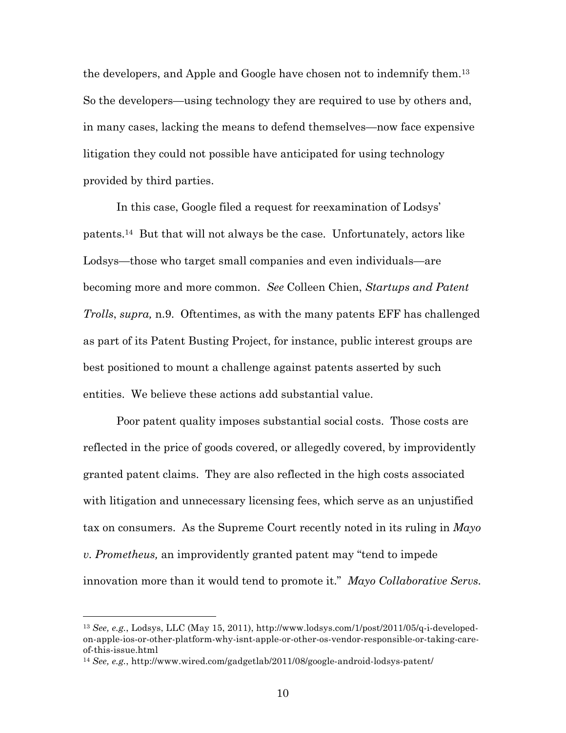the developers, and Apple and Google have chosen not to indemnify them.[13] So the developers—using technology they are required to use by others and, in many cases, lacking the means to defend themselves—now face expensive litigation they could not possible have anticipated for using technology provided by third parties.

In this case, Google filed a request for reexamination of Lodsys' patents.[14] But that will not always be the case. Unfortunately, actors like Lodsys—those who target small companies and even individuals—are becoming more and more common. *See* Colleen Chien, *Startups and Patent Trolls*, *supra,* n.9. Oftentimes, as with the many patents EFF has challenged as part of its Patent Busting Project, for instance, public interest groups are best positioned to mount a challenge against patents asserted by such entities. We believe these actions add substantial value.

Poor patent quality imposes substantial social costs. Those costs are reflected in the price of goods covered, or allegedly covered, by improvidently granted patent claims. They are also reflected in the high costs associated with litigation and unnecessary licensing fees, which serve as an unjustified tax on consumers. As the Supreme Court recently noted in its ruling in *Mayo v. Prometheus,* an improvidently granted patent may "tend to impede innovation more than it would tend to promote it." *Mayo Collaborative Servs.*

---

[13] *See, e.g.*, Lodsys, LLC (May 15, 2011), http://www.lodsys.com/1/post/2011/05/q-i-developed-on-apple-ios-or-other-platform-why-isnt-apple-or-other-os-vendor-responsible-or-taking-care-of-this-issue.html

[14] *See, e.g.*, http://www.wired.com/gadgetlab/2011/08/google-android-lodsys-patent/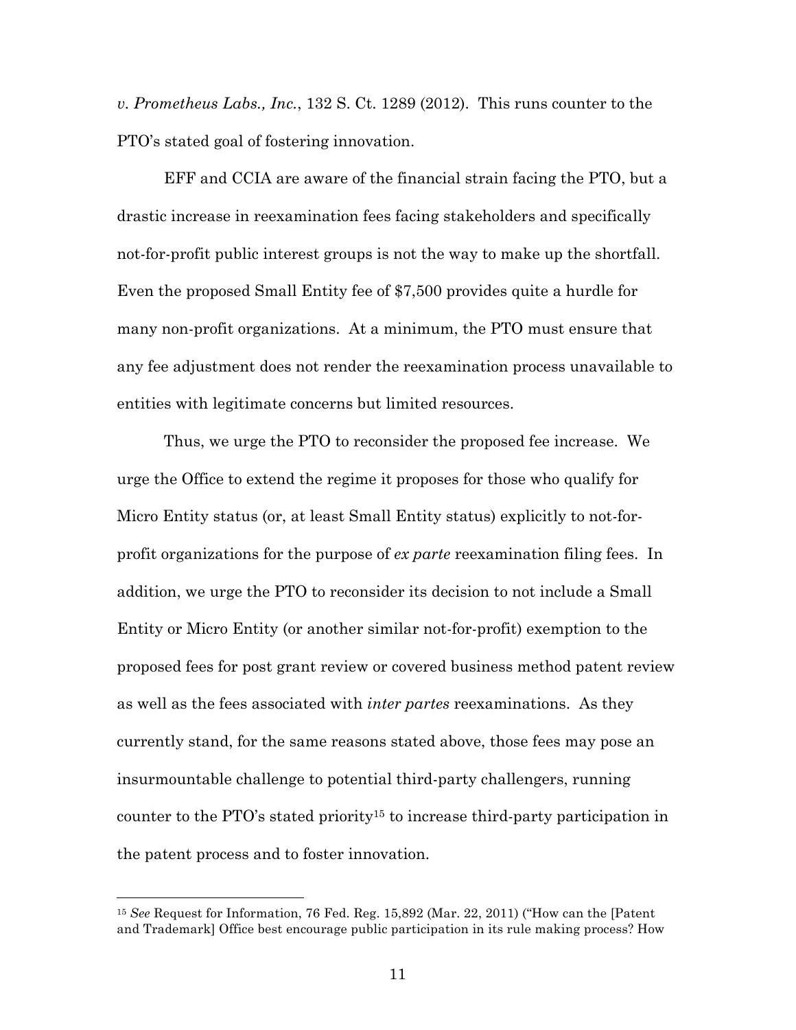*v. Prometheus Labs., Inc.*, 132 S. Ct. 1289 (2012). This runs counter to the PTO's stated goal of fostering innovation.

EFF and CCIA are aware of the financial strain facing the PTO, but a drastic increase in reexamination fees facing stakeholders and specifically not-for-profit public interest groups is not the way to make up the shortfall. Even the proposed Small Entity fee of $7,500 provides quite a hurdle for many non-profit organizations. At a minimum, the PTO must ensure that any fee adjustment does not render the reexamination process unavailable to entities with legitimate concerns but limited resources.

Thus, we urge the PTO to reconsider the proposed fee increase. We urge the Office to extend the regime it proposes for those who qualify for Micro Entity status (or, at least Small Entity status) explicitly to not-for-profit organizations for the purpose of *ex parte* reexamination filing fees. In addition, we urge the PTO to reconsider its decision to not include a Small Entity or Micro Entity (or another similar not-for-profit) exemption to the proposed fees for post grant review or covered business method patent review as well as the fees associated with *inter partes* reexaminations. As they currently stand, for the same reasons stated above, those fees may pose an insurmountable challenge to potential third-party challengers, running counter to the PTO's stated priority[15] to increase third-party participation in the patent process and to foster innovation.

---

[15] *See* Request for Information, 76 Fed. Reg. 15,892 (Mar. 22, 2011) ("How can the [Patent and Trademark] Office best encourage public participation in its rule making process? How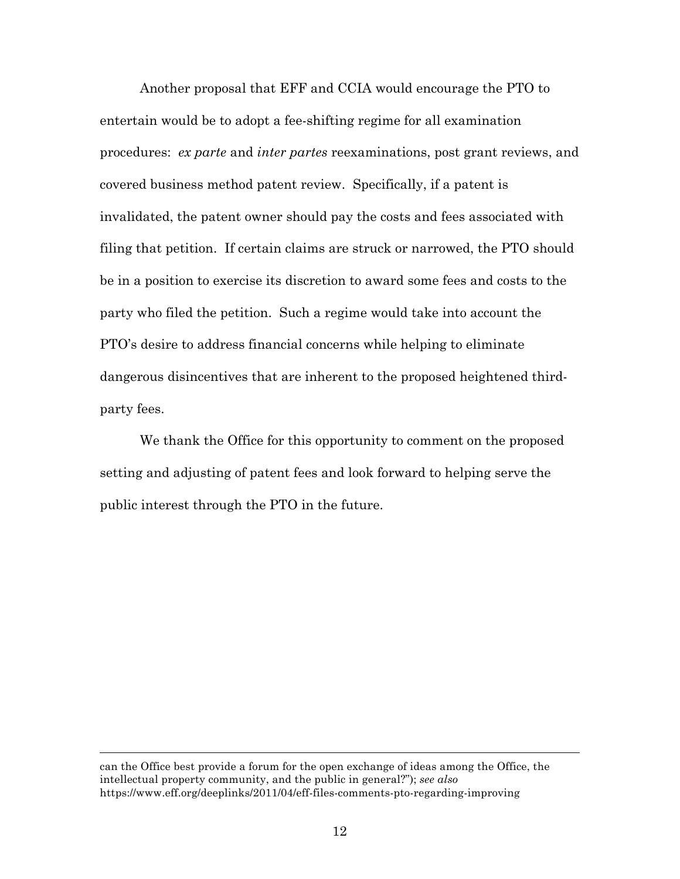Another proposal that EFF and CCIA would encourage the PTO to entertain would be to adopt a fee-shifting regime for all examination procedures: *ex parte* and *inter partes* reexaminations, post grant reviews, and covered business method patent review. Specifically, if a patent is invalidated, the patent owner should pay the costs and fees associated with filing that petition. If certain claims are struck or narrowed, the PTO should be in a position to exercise its discretion to award some fees and costs to the party who filed the petition. Such a regime would take into account the PTO's desire to address financial concerns while helping to eliminate dangerous disincentives that are inherent to the proposed heightened third-party fees.

We thank the Office for this opportunity to comment on the proposed setting and adjusting of patent fees and look forward to helping serve the public interest through the PTO in the future.

---

can the Office best provide a forum for the open exchange of ideas among the Office, the intellectual property community, and the public in general?"); *see also* https://www.eff.org/deeplinks/2011/04/eff-files-comments-pto-regarding-improving